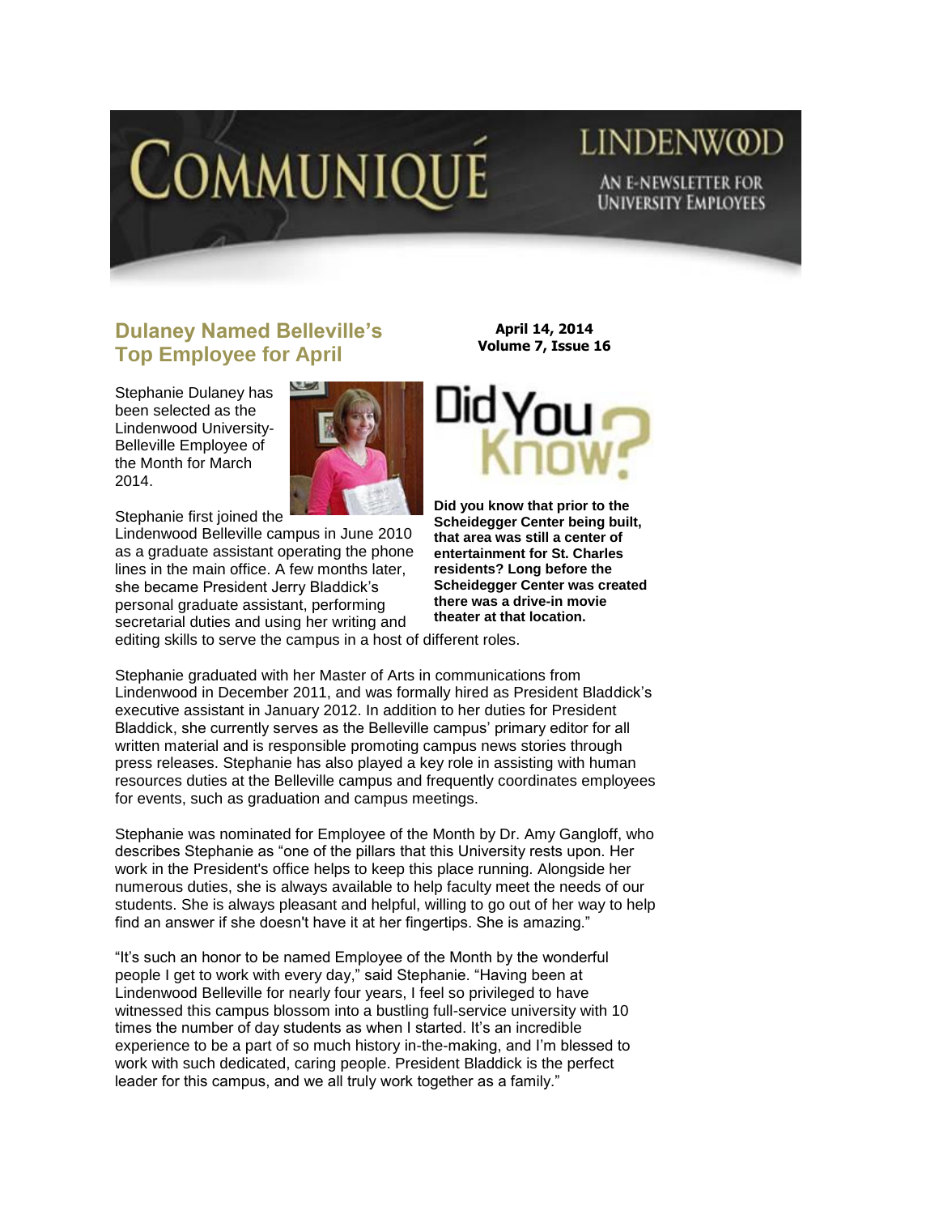# COMMUNIQUÉ

LINDENWOOD

AN E-NEWSLETTER FOR UNIVERSITY EMPLOYEES

**April 14, 2014**
**Volume 7, Issue 16**

## Dulaney Named Belleville's Top Employee for April

Stephanie Dulaney has been selected as the Lindenwood University-Belleville Employee of the Month for March 2014.

Stephanie first joined the Lindenwood Belleville campus in June 2010 as a graduate assistant operating the phone lines in the main office. A few months later, she became President Jerry Bladdick's personal graduate assistant, performing secretarial duties and using her writing and editing skills to serve the campus in a host of different roles.

Stephanie graduated with her Master of Arts in communications from Lindenwood in December 2011, and was formally hired as President Bladdick's executive assistant in January 2012. In addition to her duties for President Bladdick, she currently serves as the Belleville campus' primary editor for all written material and is responsible promoting campus news stories through press releases. Stephanie has also played a key role in assisting with human resources duties at the Belleville campus and frequently coordinates employees for events, such as graduation and campus meetings.

Stephanie was nominated for Employee of the Month by Dr. Amy Gangloff, who describes Stephanie as "one of the pillars that this University rests upon. Her work in the President's office helps to keep this place running. Alongside her numerous duties, she is always available to help faculty meet the needs of our students. She is always pleasant and helpful, willing to go out of her way to help find an answer if she doesn't have it at her fingertips. She is amazing."

"It's such an honor to be named Employee of the Month by the wonderful people I get to work with every day," said Stephanie. "Having been at Lindenwood Belleville for nearly four years, I feel so privileged to have witnessed this campus blossom into a bustling full-service university with 10 times the number of day students as when I started. It's an incredible experience to be a part of so much history in-the-making, and I'm blessed to work with such dedicated, caring people. President Bladdick is the perfect leader for this campus, and we all truly work together as a family."

## Did You Know?

**Did you know that prior to the Scheidegger Center being built, that area was still a center of entertainment for St. Charles residents? Long before the Scheidegger Center was created there was a drive-in movie theater at that location.**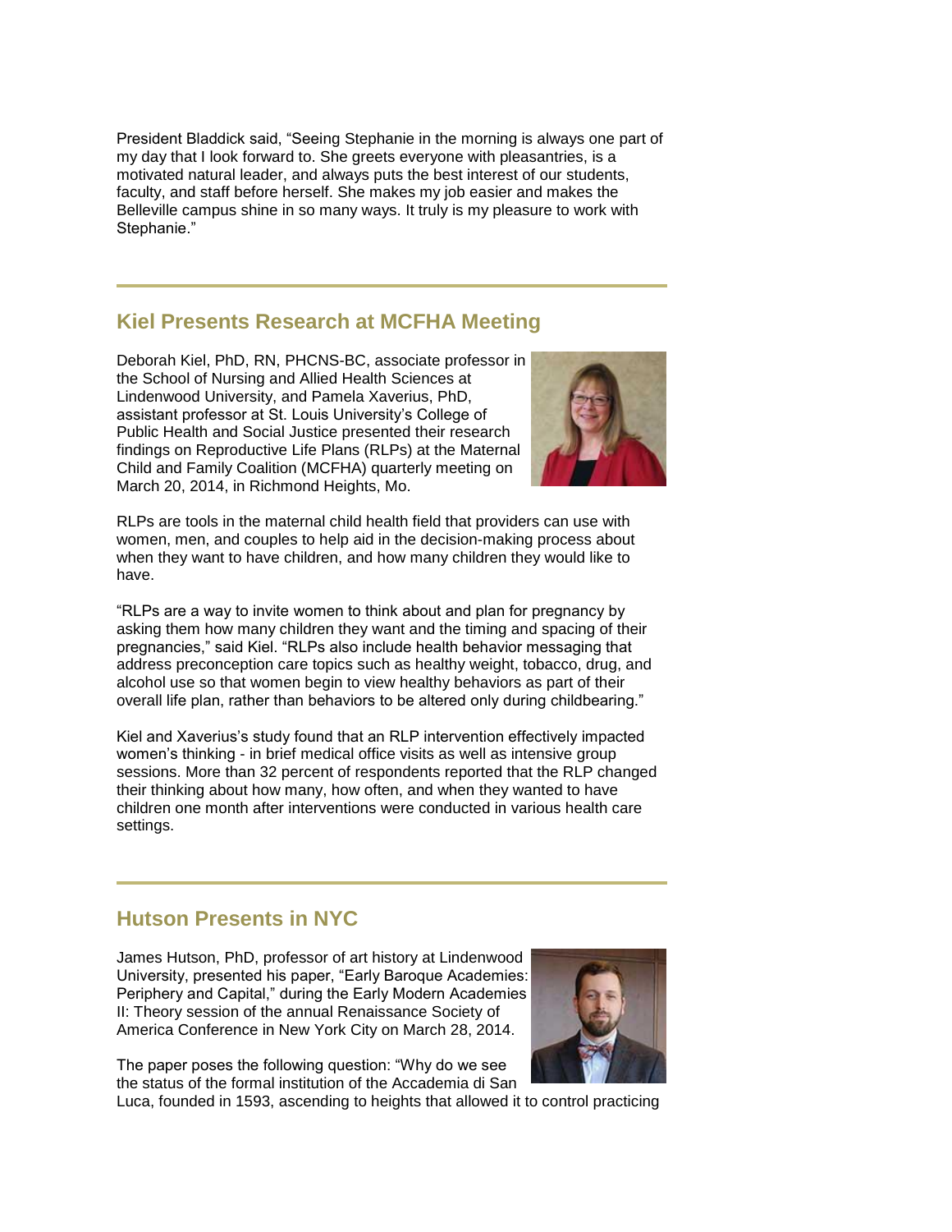President Bladdick said, "Seeing Stephanie in the morning is always one part of my day that I look forward to. She greets everyone with pleasantries, is a motivated natural leader, and always puts the best interest of our students, faculty, and staff before herself. She makes my job easier and makes the Belleville campus shine in so many ways. It truly is my pleasure to work with Stephanie."

---

## Kiel Presents Research at MCFHA Meeting

Deborah Kiel, PhD, RN, PHCNS-BC, associate professor in the School of Nursing and Allied Health Sciences at Lindenwood University, and Pamela Xaverius, PhD, assistant professor at St. Louis University's College of Public Health and Social Justice presented their research findings on Reproductive Life Plans (RLPs) at the Maternal Child and Family Coalition (MCFHA) quarterly meeting on March 20, 2014, in Richmond Heights, Mo.

RLPs are tools in the maternal child health field that providers can use with women, men, and couples to help aid in the decision-making process about when they want to have children, and how many children they would like to have.

"RLPs are a way to invite women to think about and plan for pregnancy by asking them how many children they want and the timing and spacing of their pregnancies," said Kiel. "RLPs also include health behavior messaging that address preconception care topics such as healthy weight, tobacco, drug, and alcohol use so that women begin to view healthy behaviors as part of their overall life plan, rather than behaviors to be altered only during childbearing."

Kiel and Xaverius's study found that an RLP intervention effectively impacted women's thinking - in brief medical office visits as well as intensive group sessions. More than 32 percent of respondents reported that the RLP changed their thinking about how many, how often, and when they wanted to have children one month after interventions were conducted in various health care settings.

---

## Hutson Presents in NYC

James Hutson, PhD, professor of art history at Lindenwood University, presented his paper, "Early Baroque Academies: Periphery and Capital," during the Early Modern Academies II: Theory session of the annual Renaissance Society of America Conference in New York City on March 28, 2014.

The paper poses the following question: "Why do we see the status of the formal institution of the Accademia di San Luca, founded in 1593, ascending to heights that allowed it to control practicing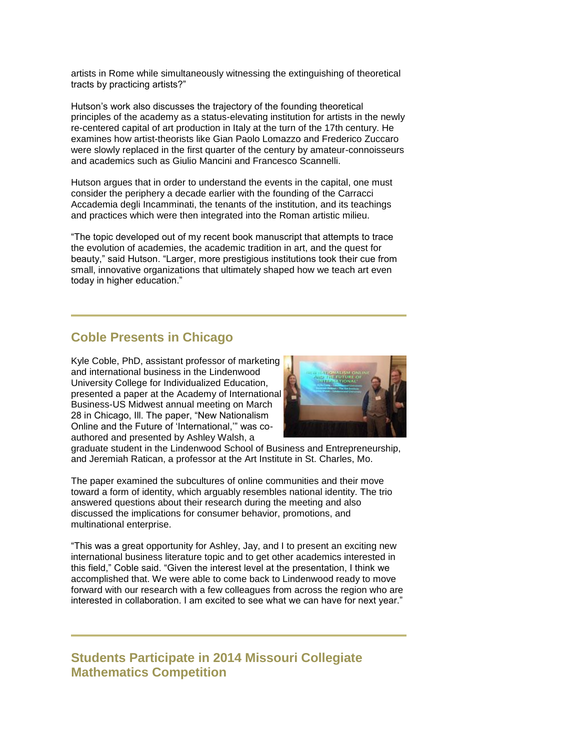artists in Rome while simultaneously witnessing the extinguishing of theoretical tracts by practicing artists?"

Hutson's work also discusses the trajectory of the founding theoretical principles of the academy as a status-elevating institution for artists in the newly re-centered capital of art production in Italy at the turn of the 17th century. He examines how artist-theorists like Gian Paolo Lomazzo and Frederico Zuccaro were slowly replaced in the first quarter of the century by amateur-connoisseurs and academics such as Giulio Mancini and Francesco Scannelli.

Hutson argues that in order to understand the events in the capital, one must consider the periphery a decade earlier with the founding of the Carracci Accademia degli Incamminati, the tenants of the institution, and its teachings and practices which were then integrated into the Roman artistic milieu.

"The topic developed out of my recent book manuscript that attempts to trace the evolution of academies, the academic tradition in art, and the quest for beauty," said Hutson. "Larger, more prestigious institutions took their cue from small, innovative organizations that ultimately shaped how we teach art even today in higher education."

---

## Coble Presents in Chicago

Kyle Coble, PhD, assistant professor of marketing and international business in the Lindenwood University College for Individualized Education, presented a paper at the Academy of International Business-US Midwest annual meeting on March 28 in Chicago, Ill. The paper, "New Nationalism Online and the Future of 'International,'" was co-authored and presented by Ashley Walsh, a graduate student in the Lindenwood School of Business and Entrepreneurship, and Jeremiah Ratican, a professor at the Art Institute in St. Charles, Mo.

The paper examined the subcultures of online communities and their move toward a form of identity, which arguably resembles national identity. The trio answered questions about their research during the meeting and also discussed the implications for consumer behavior, promotions, and multinational enterprise.

"This was a great opportunity for Ashley, Jay, and I to present an exciting new international business literature topic and to get other academics interested in this field," Coble said. "Given the interest level at the presentation, I think we accomplished that. We were able to come back to Lindenwood ready to move forward with our research with a few colleagues from across the region who are interested in collaboration. I am excited to see what we can have for next year."

---

## Students Participate in 2014 Missouri Collegiate Mathematics Competition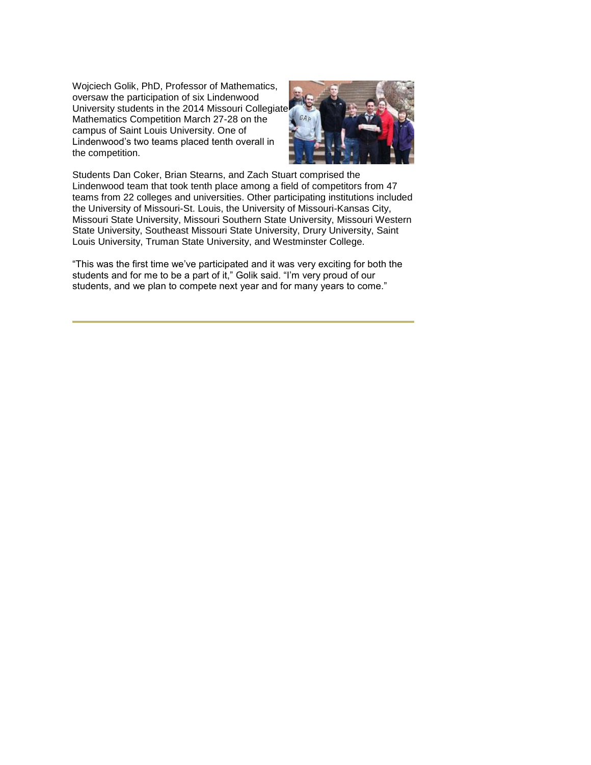Wojciech Golik, PhD, Professor of Mathematics, oversaw the participation of six Lindenwood University students in the 2014 Missouri Collegiate Mathematics Competition March 27-28 on the campus of Saint Louis University. One of Lindenwood's two teams placed tenth overall in the competition.

Students Dan Coker, Brian Stearns, and Zach Stuart comprised the Lindenwood team that took tenth place among a field of competitors from 47 teams from 22 colleges and universities. Other participating institutions included the University of Missouri-St. Louis, the University of Missouri-Kansas City, Missouri State University, Missouri Southern State University, Missouri Western State University, Southeast Missouri State University, Drury University, Saint Louis University, Truman State University, and Westminster College.

"This was the first time we've participated and it was very exciting for both the students and for me to be a part of it," Golik said. "I'm very proud of our students, and we plan to compete next year and for many years to come."